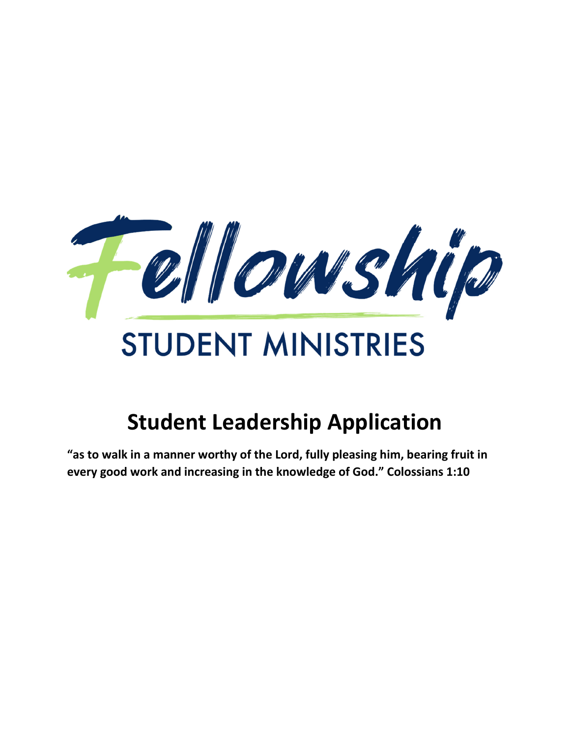# Fellowship

## STUDENT MINISTRIES

# Student Leadership Application

**"as to walk in a manner worthy of the Lord, fully pleasing him, bearing fruit in every good work and increasing in the knowledge of God." Colossians 1:10**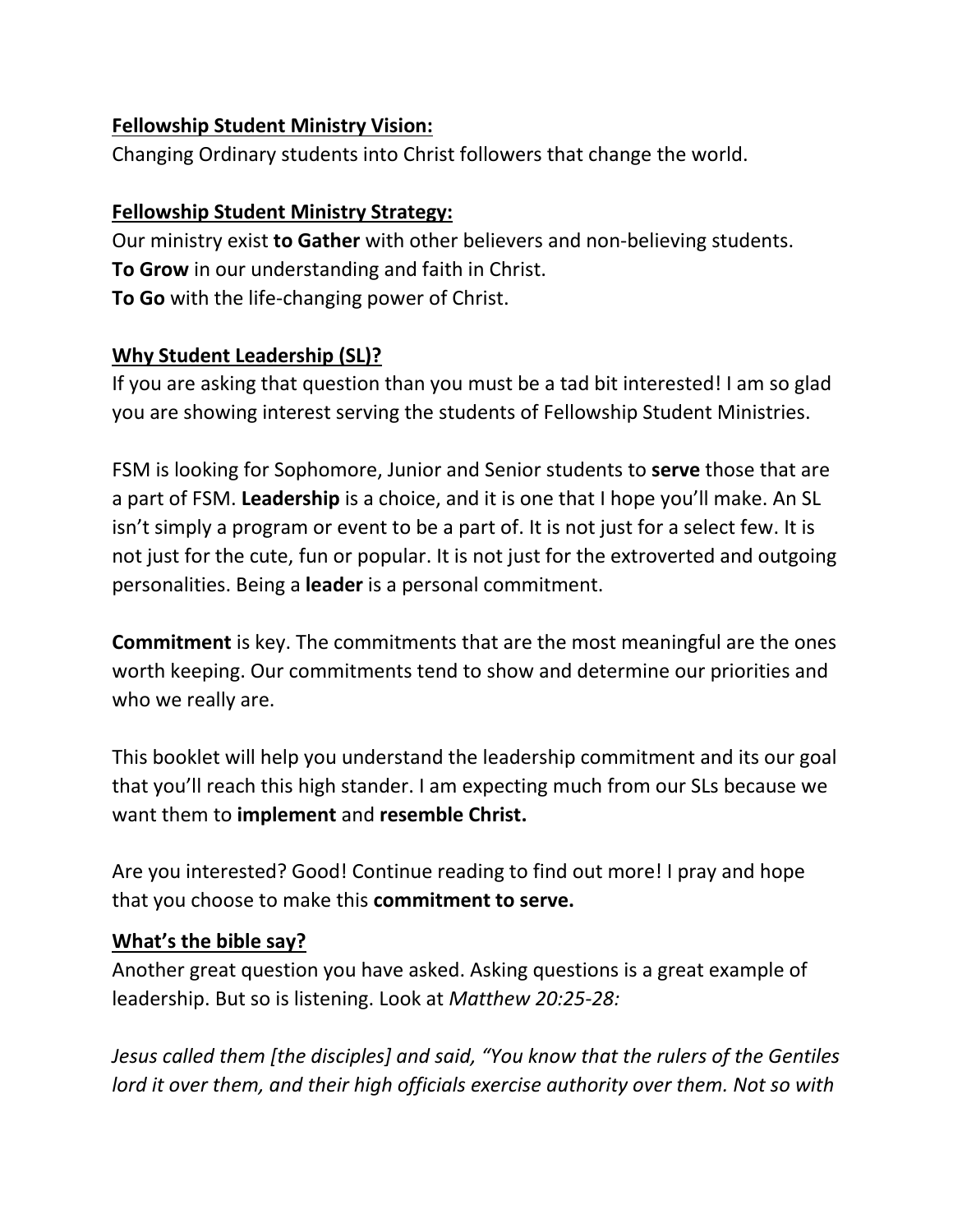**Fellowship Student Ministry Vision:**

Changing Ordinary students into Christ followers that change the world.

**Fellowship Student Ministry Strategy:**

Our ministry exist **to Gather** with other believers and non-believing students.
**To Grow** in our understanding and faith in Christ.
**To Go** with the life-changing power of Christ.

**Why Student Leadership (SL)?**

If you are asking that question than you must be a tad bit interested! I am so glad you are showing interest serving the students of Fellowship Student Ministries.

FSM is looking for Sophomore, Junior and Senior students to **serve** those that are a part of FSM. **Leadership** is a choice, and it is one that I hope you'll make. An SL isn't simply a program or event to be a part of. It is not just for a select few. It is not just for the cute, fun or popular. It is not just for the extroverted and outgoing personalities. Being a **leader** is a personal commitment.

**Commitment** is key. The commitments that are the most meaningful are the ones worth keeping. Our commitments tend to show and determine our priorities and who we really are.

This booklet will help you understand the leadership commitment and its our goal that you'll reach this high stander. I am expecting much from our SLs because we want them to **implement** and **resemble Christ.**

Are you interested? Good! Continue reading to find out more! I pray and hope that you choose to make this **commitment to serve.**

**What's the bible say?**

Another great question you have asked. Asking questions is a great example of leadership. But so is listening. Look at *Matthew 20:25-28:*

*Jesus called them [the disciples] and said, "You know that the rulers of the Gentiles lord it over them, and their high officials exercise authority over them. Not so with*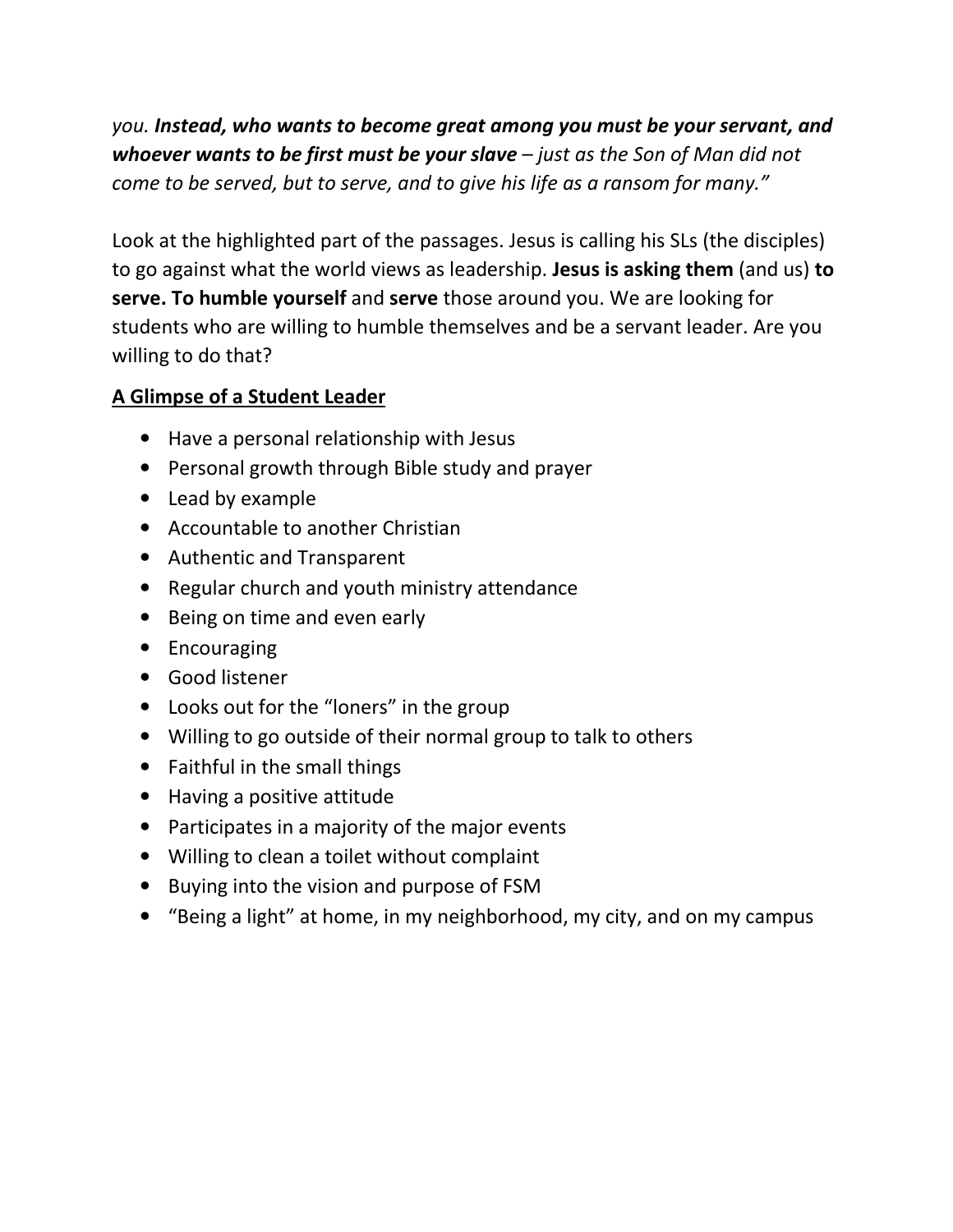*you.* ***Instead, who wants to become great among you must be your servant, and whoever wants to be first must be your slave*** *– just as the Son of Man did not come to be served, but to serve, and to give his life as a ransom for many."*

Look at the highlighted part of the passages. Jesus is calling his SLs (the disciples) to go against what the world views as leadership. **Jesus is asking them** (and us) **to serve. To humble yourself** and **serve** those around you. We are looking for students who are willing to humble themselves and be a servant leader. Are you willing to do that?

## A Glimpse of a Student Leader

- Have a personal relationship with Jesus
- Personal growth through Bible study and prayer
- Lead by example
- Accountable to another Christian
- Authentic and Transparent
- Regular church and youth ministry attendance
- Being on time and even early
- Encouraging
- Good listener
- Looks out for the "loners" in the group
- Willing to go outside of their normal group to talk to others
- Faithful in the small things
- Having a positive attitude
- Participates in a majority of the major events
- Willing to clean a toilet without complaint
- Buying into the vision and purpose of FSM
- "Being a light" at home, in my neighborhood, my city, and on my campus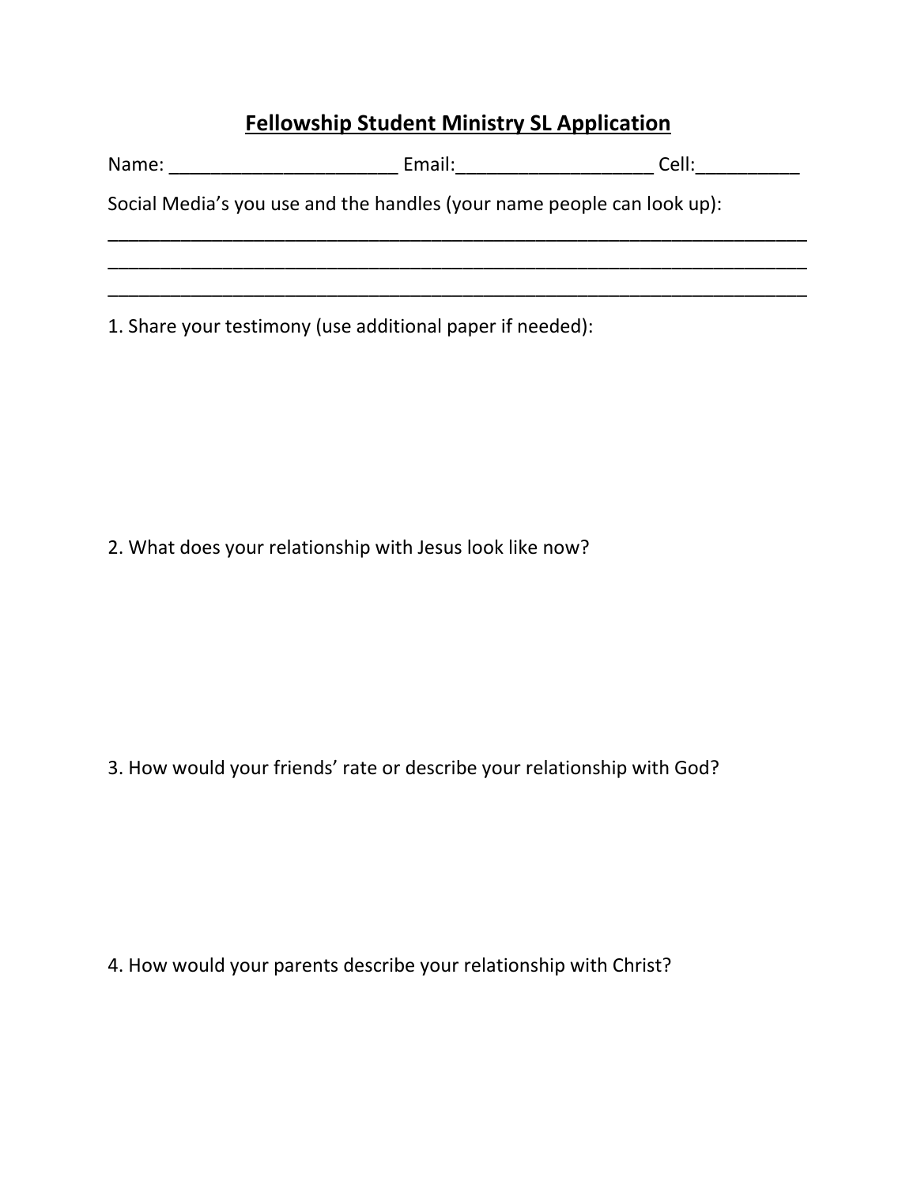# Fellowship Student Ministry SL Application

Name: ______________________ Email:___________________ Cell:__________

Social Media's you use and the handles (your name people can look up):

______________________________________________________________________

______________________________________________________________________

______________________________________________________________________

1. Share your testimony (use additional paper if needed):

2. What does your relationship with Jesus look like now?

3. How would your friends' rate or describe your relationship with God?

4. How would your parents describe your relationship with Christ?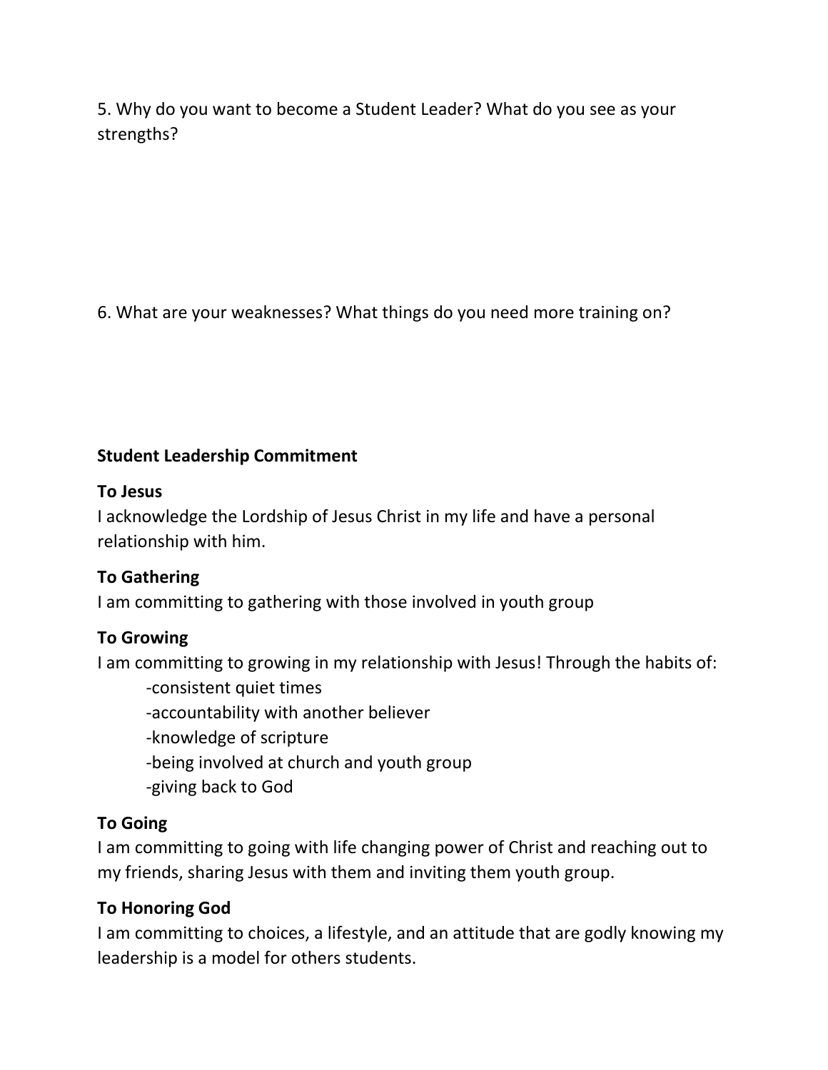5. Why do you want to become a Student Leader? What do you see as your strengths?

6. What are your weaknesses? What things do you need more training on?

**Student Leadership Commitment**

**To Jesus**
I acknowledge the Lordship of Jesus Christ in my life and have a personal relationship with him.

**To Gathering**
I am committing to gathering with those involved in youth group

**To Growing**
I am committing to growing in my relationship with Jesus! Through the habits of:

- consistent quiet times
- accountability with another believer
- knowledge of scripture
- being involved at church and youth group
- giving back to God

**To Going**
I am committing to going with life changing power of Christ and reaching out to my friends, sharing Jesus with them and inviting them youth group.

**To Honoring God**
I am committing to choices, a lifestyle, and an attitude that are godly knowing my leadership is a model for others students.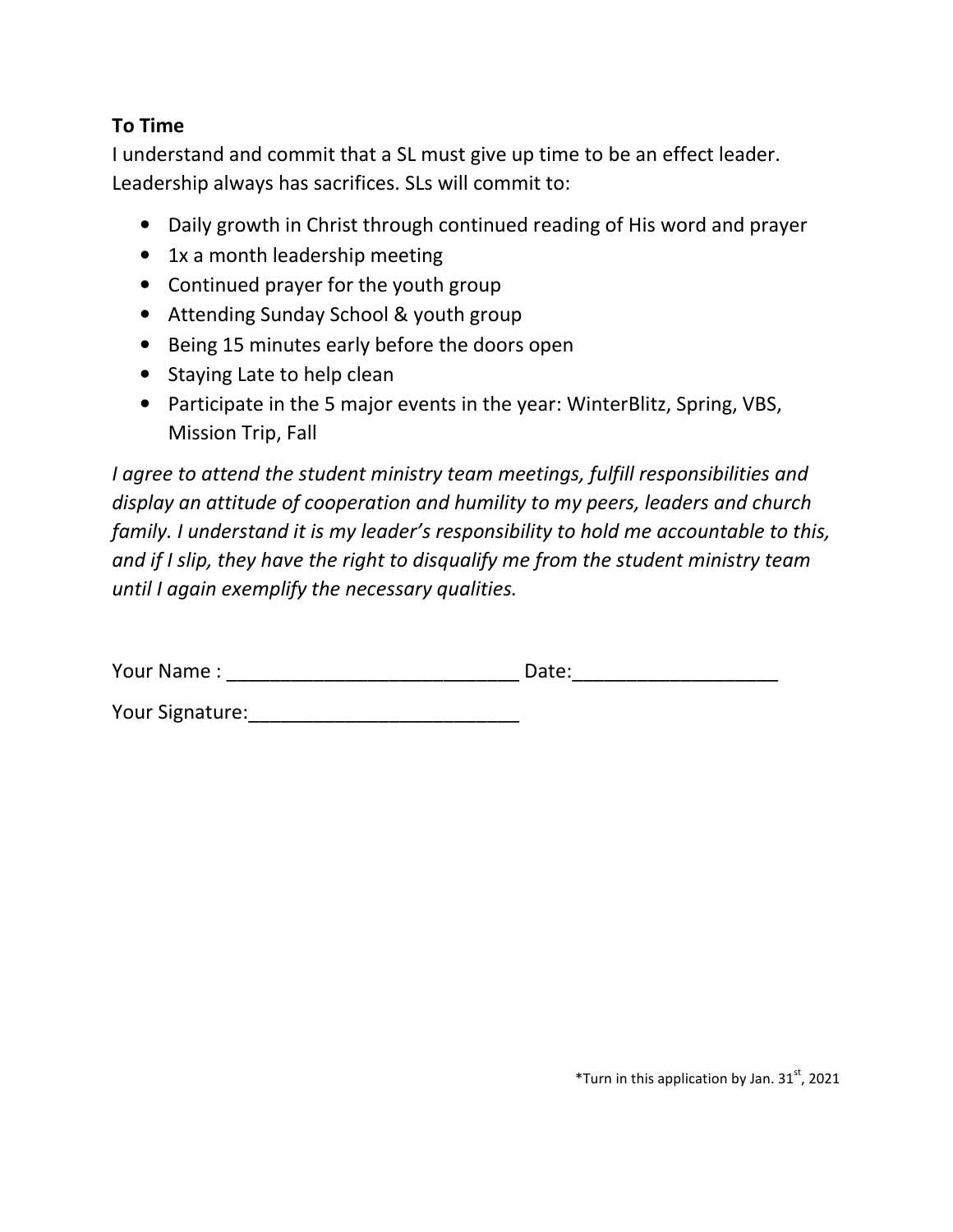**To Time**

I understand and commit that a SL must give up time to be an effect leader. Leadership always has sacrifices. SLs will commit to:

- Daily growth in Christ through continued reading of His word and prayer
- 1x a month leadership meeting
- Continued prayer for the youth group
- Attending Sunday School & youth group
- Being 15 minutes early before the doors open
- Staying Late to help clean
- Participate in the 5 major events in the year: WinterBlitz, Spring, VBS, Mission Trip, Fall

*I agree to attend the student ministry team meetings, fulfill responsibilities and display an attitude of cooperation and humility to my peers, leaders and church family. I understand it is my leader's responsibility to hold me accountable to this, and if I slip, they have the right to disqualify me from the student ministry team until I again exemplify the necessary qualities.*

Your Name : ___________________________ Date:___________________

Your Signature:_________________________

*Turn in this application by Jan. 31st, 2021